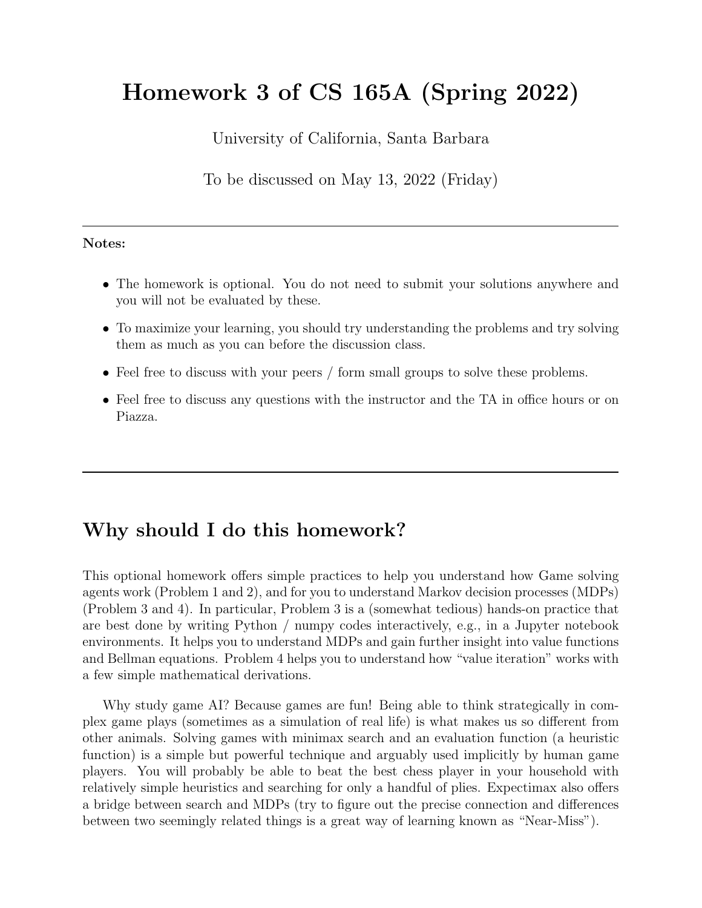# Homework 3 of CS 165A (Spring 2022)

University of California, Santa Barbara

To be discussed on May 13, 2022 (Friday)

---

**Notes:**

- The homework is optional. You do not need to submit your solutions anywhere and you will not be evaluated by these.
- To maximize your learning, you should try understanding the problems and try solving them as much as you can before the discussion class.
- Feel free to discuss with your peers / form small groups to solve these problems.
- Feel free to discuss any questions with the instructor and the TA in office hours or on Piazza.

---

## Why should I do this homework?

This optional homework offers simple practices to help you understand how Game solving agents work (Problem 1 and 2), and for you to understand Markov decision processes (MDPs) (Problem 3 and 4). In particular, Problem 3 is a (somewhat tedious) hands-on practice that are best done by writing Python / numpy codes interactively, e.g., in a Jupyter notebook environments. It helps you to understand MDPs and gain further insight into value functions and Bellman equations. Problem 4 helps you to understand how "value iteration" works with a few simple mathematical derivations.

Why study game AI? Because games are fun! Being able to think strategically in complex game plays (sometimes as a simulation of real life) is what makes us so different from other animals. Solving games with minimax search and an evaluation function (a heuristic function) is a simple but powerful technique and arguably used implicitly by human game players. You will probably be able to beat the best chess player in your household with relatively simple heuristics and searching for only a handful of plies. Expectimax also offers a bridge between search and MDPs (try to figure out the precise connection and differences between two seemingly related things is a great way of learning known as "Near-Miss").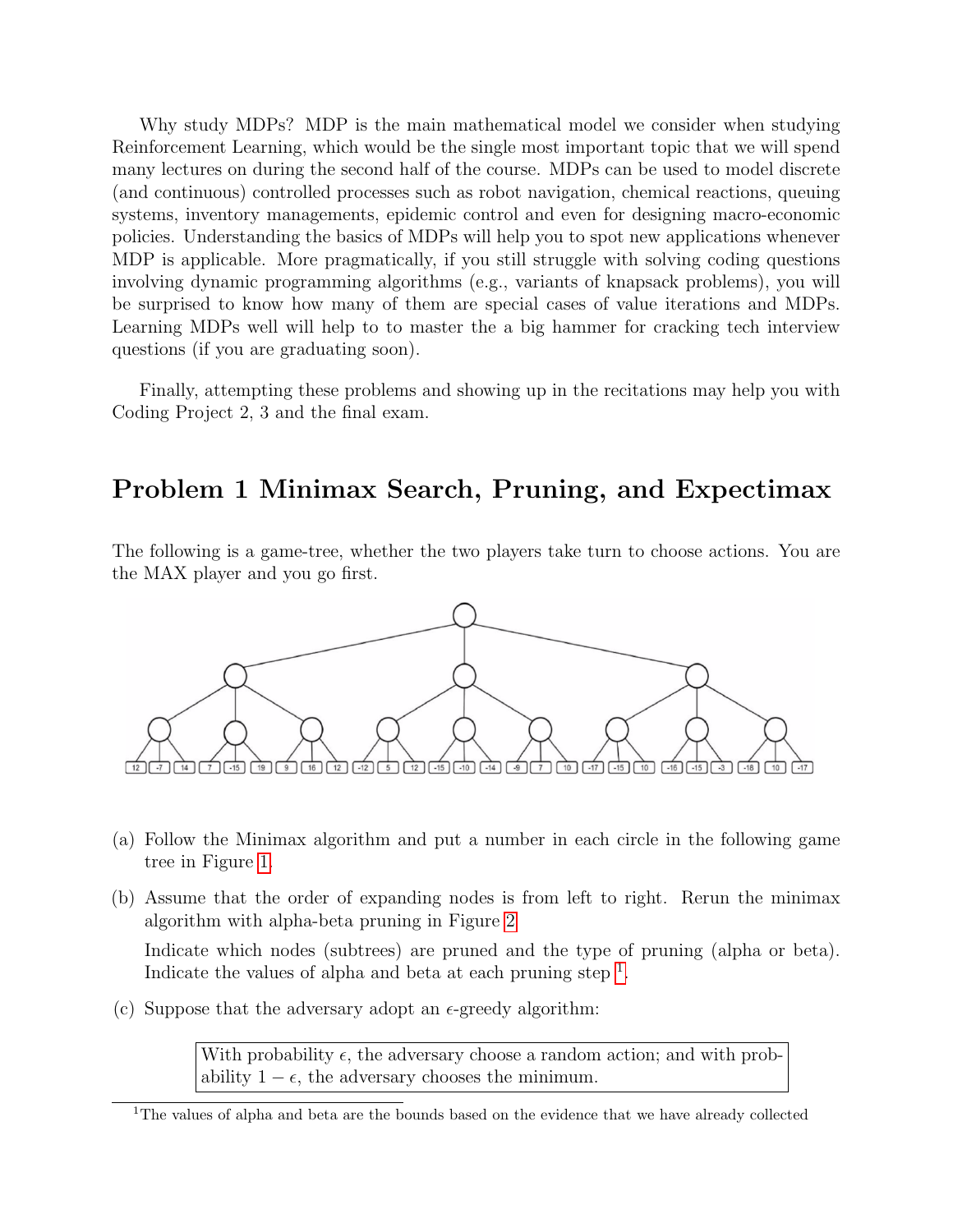Why study MDPs? MDP is the main mathematical model we consider when studying Reinforcement Learning, which would be the single most important topic that we will spend many lectures on during the second half of the course. MDPs can be used to model discrete (and continuous) controlled processes such as robot navigation, chemical reactions, queuing systems, inventory managements, epidemic control and even for designing macro-economic policies. Understanding the basics of MDPs will help you to spot new applications whenever MDP is applicable. More pragmatically, if you still struggle with solving coding questions involving dynamic programming algorithms (e.g., variants of knapsack problems), you will be surprised to know how many of them are special cases of value iterations and MDPs. Learning MDPs well will help to to master the a big hammer for cracking tech interview questions (if you are graduating soon).

Finally, attempting these problems and showing up in the recitations may help you with Coding Project 2, 3 and the final exam.

# Problem 1 Minimax Search, Pruning, and Expectimax

The following is a game-tree, whether the two players take turn to choose actions. You are the MAX player and you go first.

Leaf values (left to right): 12, -7, 14, 7, -15, 19, 9, 16, 12, -12, 5, 12, -15, -10, -14, -9, 7, 10, -17, -15, 10, -16, -15, -3, -18, 10, -17

(a) Follow the Minimax algorithm and put a number in each circle in the following game tree in Figure 1.

(b) Assume that the order of expanding nodes is from left to right. Rerun the minimax algorithm with alpha-beta pruning in Figure 2.

Indicate which nodes (subtrees) are pruned and the type of pruning (alpha or beta). Indicate the values of alpha and beta at each pruning step [1].

(c) Suppose that the adversary adopt an $\epsilon$-greedy algorithm:

> With probability $\epsilon$, the adversary choose a random action; and with probability $1 - \epsilon$, the adversary chooses the minimum.

[1] The values of alpha and beta are the bounds based on the evidence that we have already collected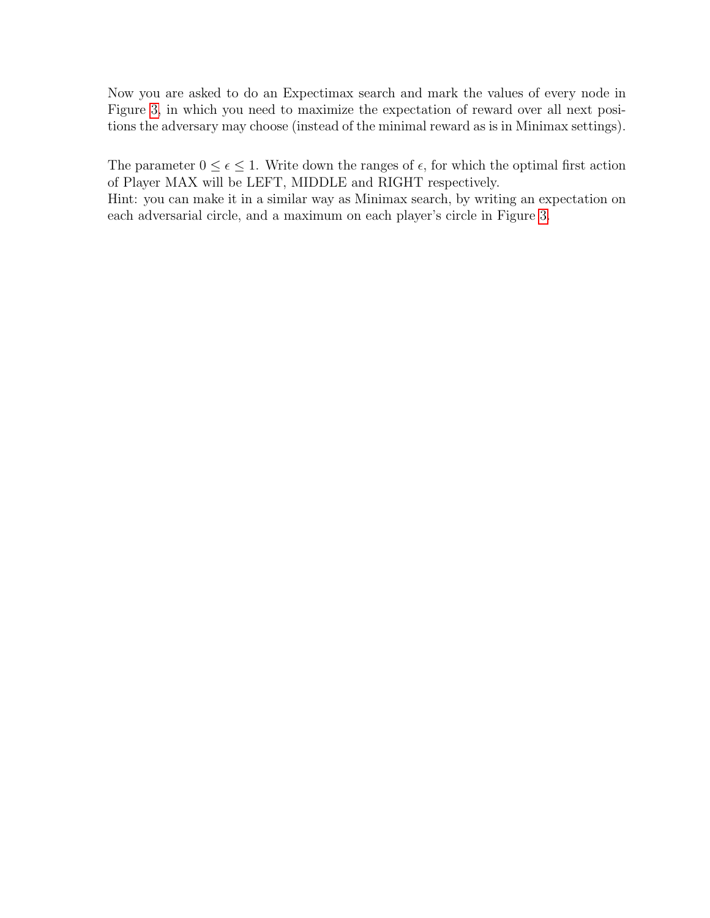Now you are asked to do an Expectimax search and mark the values of every node in Figure 3, in which you need to maximize the expectation of reward over all next positions the adversary may choose (instead of the minimal reward as is in Minimax settings).

The parameter $0 \leq \epsilon \leq 1$. Write down the ranges of $\epsilon$, for which the optimal first action of Player MAX will be LEFT, MIDDLE and RIGHT respectively.
Hint: you can make it in a similar way as Minimax search, by writing an expectation on each adversarial circle, and a maximum on each player's circle in Figure 3.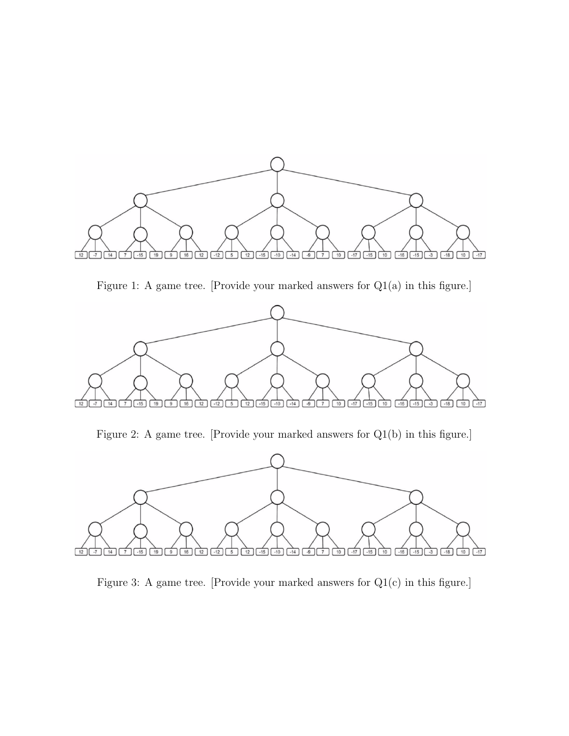Figure 1: A game tree. [Provide your marked answers for Q1(a) in this figure.]

Figure 2: A game tree. [Provide your marked answers for Q1(b) in this figure.]

Figure 3: A game tree. [Provide your marked answers for Q1(c) in this figure.]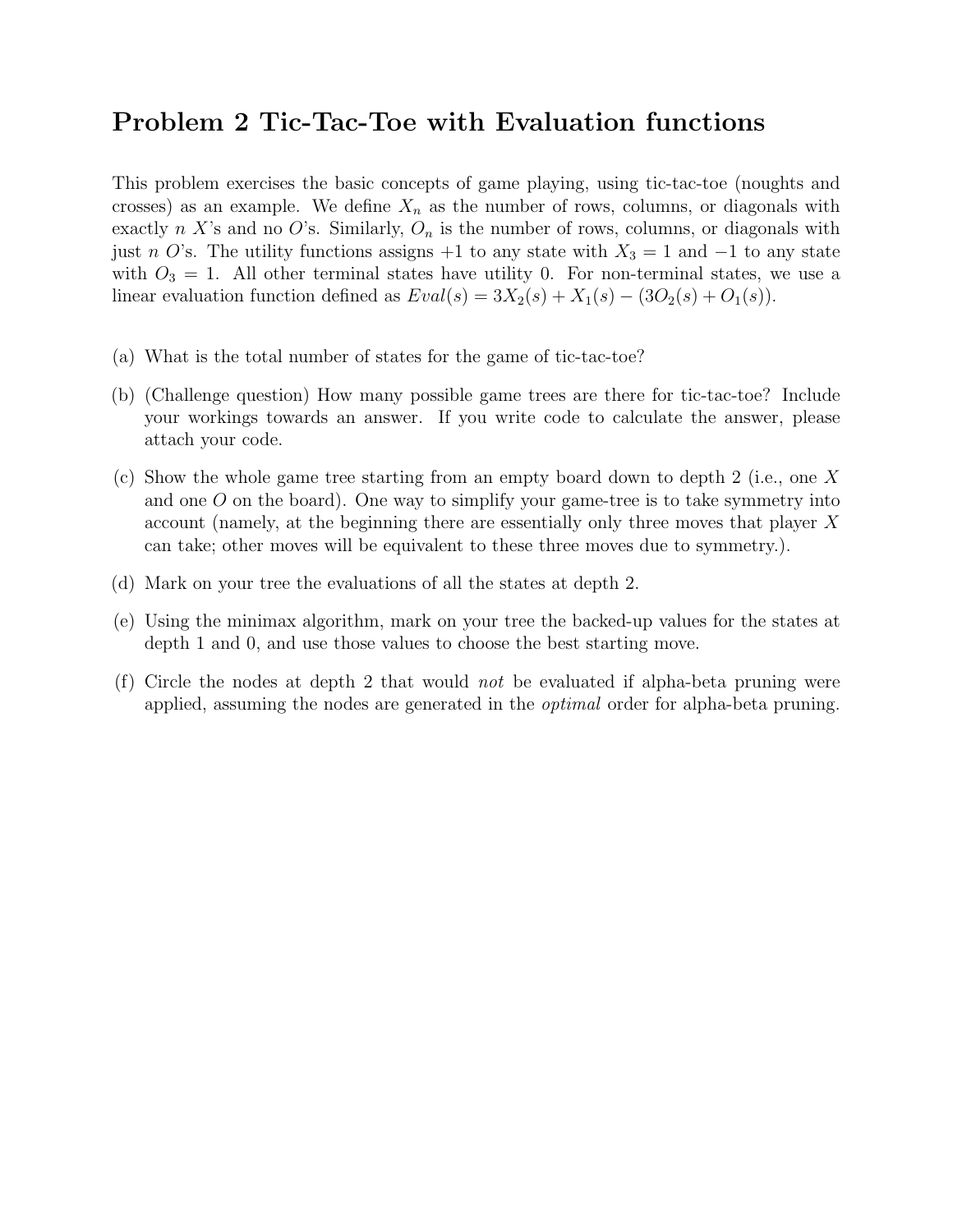# Problem 2 Tic-Tac-Toe with Evaluation functions

This problem exercises the basic concepts of game playing, using tic-tac-toe (noughts and crosses) as an example. We define $X_n$ as the number of rows, columns, or diagonals with exactly $n$ $X$'s and no $O$'s. Similarly, $O_n$ is the number of rows, columns, or diagonals with just $n$ $O$'s. The utility functions assigns $+1$ to any state with $X_3 = 1$ and $-1$ to any state with $O_3 = 1$. All other terminal states have utility 0. For non-terminal states, we use a linear evaluation function defined as $Eval(s) = 3X_2(s) + X_1(s) - (3O_2(s) + O_1(s))$.

(a) What is the total number of states for the game of tic-tac-toe?

(b) (Challenge question) How many possible game trees are there for tic-tac-toe? Include your workings towards an answer. If you write code to calculate the answer, please attach your code.

(c) Show the whole game tree starting from an empty board down to depth 2 (i.e., one $X$ and one $O$ on the board). One way to simplify your game-tree is to take symmetry into account (namely, at the beginning there are essentially only three moves that player $X$ can take; other moves will be equivalent to these three moves due to symmetry.).

(d) Mark on your tree the evaluations of all the states at depth 2.

(e) Using the minimax algorithm, mark on your tree the backed-up values for the states at depth 1 and 0, and use those values to choose the best starting move.

(f) Circle the nodes at depth 2 that would *not* be evaluated if alpha-beta pruning were applied, assuming the nodes are generated in the *optimal* order for alpha-beta pruning.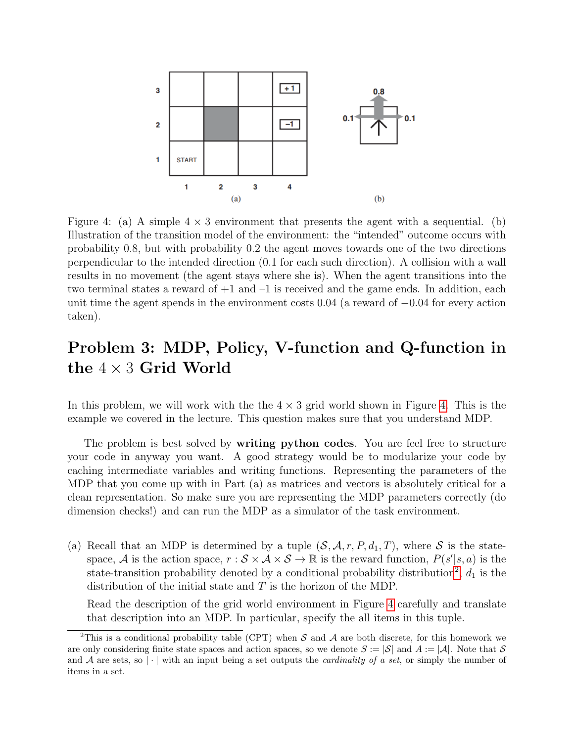Figure 4: (a) A simple $4 \times 3$ environment that presents the agent with a sequential. (b) Illustration of the transition model of the environment: the "intended" outcome occurs with probability 0.8, but with probability 0.2 the agent moves towards one of the two directions perpendicular to the intended direction (0.1 for each such direction). A collision with a wall results in no movement (the agent stays where she is). When the agent transitions into the two terminal states a reward of +1 and –1 is received and the game ends. In addition, each unit time the agent spends in the environment costs 0.04 (a reward of $-0.04$ for every action taken).

# Problem 3: MDP, Policy, V-function and Q-function in the $4 \times 3$ Grid World

In this problem, we will work with the the $4 \times 3$ grid world shown in Figure 4. This is the example we covered in the lecture. This question makes sure that you understand MDP.

The problem is best solved by **writing python codes**. You are feel free to structure your code in anyway you want. A good strategy would be to modularize your code by caching intermediate variables and writing functions. Representing the parameters of the MDP that you come up with in Part (a) as matrices and vectors is absolutely critical for a clean representation. So make sure you are representing the MDP parameters correctly (do dimension checks!) and can run the MDP as a simulator of the task environment.

(a) Recall that an MDP is determined by a tuple $(\mathcal{S}, \mathcal{A}, r, P, d_1, T)$, where $\mathcal{S}$ is the state-space, $\mathcal{A}$ is the action space, $r : \mathcal{S} \times \mathcal{A} \times \mathcal{S} \to \mathbb{R}$ is the reward function, $P(s'|s, a)$ is the state-transition probability denoted by a conditional probability distribution[2], $d_1$ is the distribution of the initial state and $T$ is the horizon of the MDP.

Read the description of the grid world environment in Figure 4 carefully and translate that description into an MDP. In particular, specify the all items in this tuple.

[2] This is a conditional probability table (CPT) when $\mathcal{S}$ and $\mathcal{A}$ are both discrete, for this homework we are only considering finite state spaces and action spaces, so we denote $S := |\mathcal{S}|$ and $A := |\mathcal{A}|$. Note that $\mathcal{S}$ and $\mathcal{A}$ are sets, so $|\cdot|$ with an input being a set outputs the *cardinality of a set*, or simply the number of items in a set.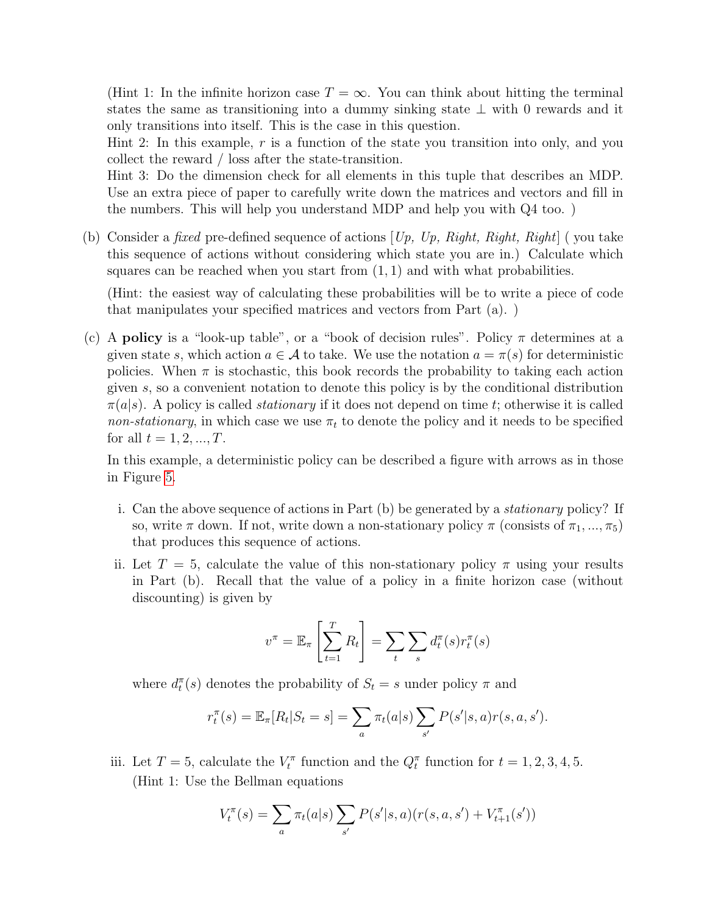(Hint 1: In the infinite horizon case $T = \infty$. You can think about hitting the terminal states the same as transitioning into a dummy sinking state $\perp$ with 0 rewards and it only transitions into itself. This is the case in this question.
Hint 2: In this example, $r$ is a function of the state you transition into only, and you collect the reward / loss after the state-transition.
Hint 3: Do the dimension check for all elements in this tuple that describes an MDP. Use an extra piece of paper to carefully write down the matrices and vectors and fill in the numbers. This will help you understand MDP and help you with Q4 too. )

(b) Consider a *fixed* pre-defined sequence of actions [*Up, Up, Right, Right, Right*] ( you take this sequence of actions without considering which state you are in.) Calculate which squares can be reached when you start from $(1, 1)$ and with what probabilities.

(Hint: the easiest way of calculating these probabilities will be to write a piece of code that manipulates your specified matrices and vectors from Part (a). )

(c) A **policy** is a "look-up table", or a "book of decision rules". Policy $\pi$ determines at a given state $s$, which action $a \in \mathcal{A}$ to take. We use the notation $a = \pi(s)$ for deterministic policies. When $\pi$ is stochastic, this book records the probability to taking each action given $s$, so a convenient notation to denote this policy is by the conditional distribution $\pi(a|s)$. A policy is called *stationary* if it does not depend on time $t$; otherwise it is called *non-stationary*, in which case we use $\pi_t$ to denote the policy and it needs to be specified for all $t = 1, 2, ..., T$.

In this example, a deterministic policy can be described a figure with arrows as in those in Figure 5.

i. Can the above sequence of actions in Part (b) be generated by a *stationary* policy? If so, write $\pi$ down. If not, write down a non-stationary policy $\pi$ (consists of $\pi_1, ..., \pi_5$) that produces this sequence of actions.

ii. Let $T = 5$, calculate the value of this non-stationary policy $\pi$ using your results in Part (b). Recall that the value of a policy in a finite horizon case (without discounting) is given by

$$v^\pi = \mathbb{E}_\pi \left[ \sum_{t=1}^{T} R_t \right] = \sum_t \sum_s d_t^\pi(s) r_t^\pi(s)$$

where $d_t^\pi(s)$ denotes the probability of $S_t = s$ under policy $\pi$ and

$$r_t^\pi(s) = \mathbb{E}_\pi[R_t | S_t = s] = \sum_a \pi_t(a|s) \sum_{s'} P(s'|s, a) r(s, a, s').$$

iii. Let $T = 5$, calculate the $V_t^\pi$ function and the $Q_t^\pi$ function for $t = 1, 2, 3, 4, 5$.
(Hint 1: Use the Bellman equations

$$V_t^\pi(s) = \sum_a \pi_t(a|s) \sum_{s'} P(s'|s, a)(r(s, a, s') + V_{t+1}^\pi(s'))$$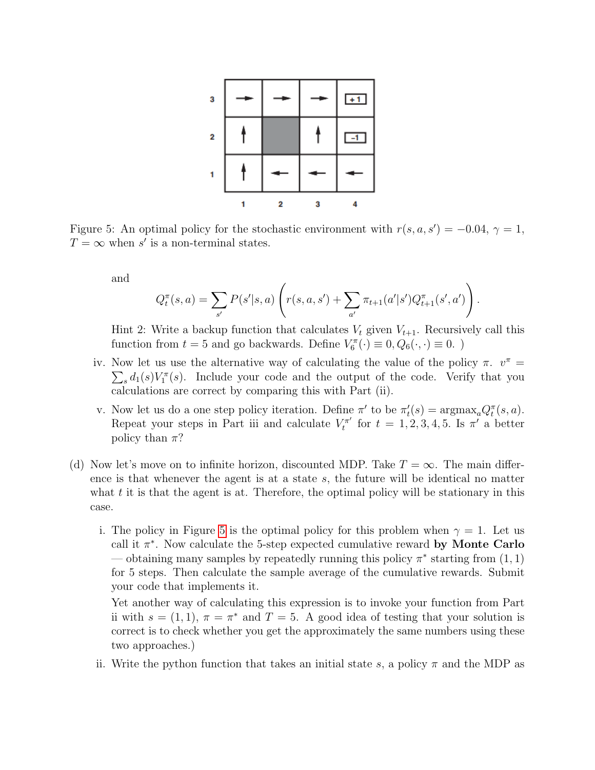Figure 5: An optimal policy for the stochastic environment with $r(s, a, s') = -0.04$, $\gamma = 1$, $T = \infty$ when $s'$ is a non-terminal states.

and

$$Q_t^\pi(s, a) = \sum_{s'} P(s'|s, a)\left(r(s, a, s') + \sum_{a'} \pi_{t+1}(a'|s')Q_{t+1}^\pi(s', a')\right).$$

Hint 2: Write a backup function that calculates $V_t$ given $V_{t+1}$. Recursively call this function from $t = 5$ and go backwards. Define $V_6^\pi(\cdot) \equiv 0, Q_6(\cdot, \cdot) \equiv 0$. )

iv. Now let us use the alternative way of calculating the value of the policy $\pi$. $v^\pi = \sum_s d_1(s)V_1^\pi(s)$. Include your code and the output of the code. Verify that you calculations are correct by comparing this with Part (ii).

v. Now let us do a one step policy iteration. Define $\pi'$ to be $\pi_t'(s) = \text{argmax}_a Q_t^\pi(s, a)$. Repeat your steps in Part iii and calculate $V_t^{\pi'}$ for $t = 1, 2, 3, 4, 5$. Is $\pi'$ a better policy than $\pi$?

(d) Now let's move on to infinite horizon, discounted MDP. Take $T = \infty$. The main difference is that whenever the agent is at a state $s$, the future will be identical no matter what $t$ it is that the agent is at. Therefore, the optimal policy will be stationary in this case.

i. The policy in Figure 5 is the optimal policy for this problem when $\gamma = 1$. Let us call it $\pi^*$. Now calculate the 5-step expected cumulative reward **by Monte Carlo** — obtaining many samples by repeatedly running this policy $\pi^*$ starting from $(1, 1)$ for 5 steps. Then calculate the sample average of the cumulative rewards. Submit your code that implements it.

Yet another way of calculating this expression is to invoke your function from Part ii with $s = (1, 1)$, $\pi = \pi^*$ and $T = 5$. A good idea of testing that your solution is correct is to check whether you get the approximately the same numbers using these two approaches.)

ii. Write the python function that takes an initial state $s$, a policy $\pi$ and the MDP as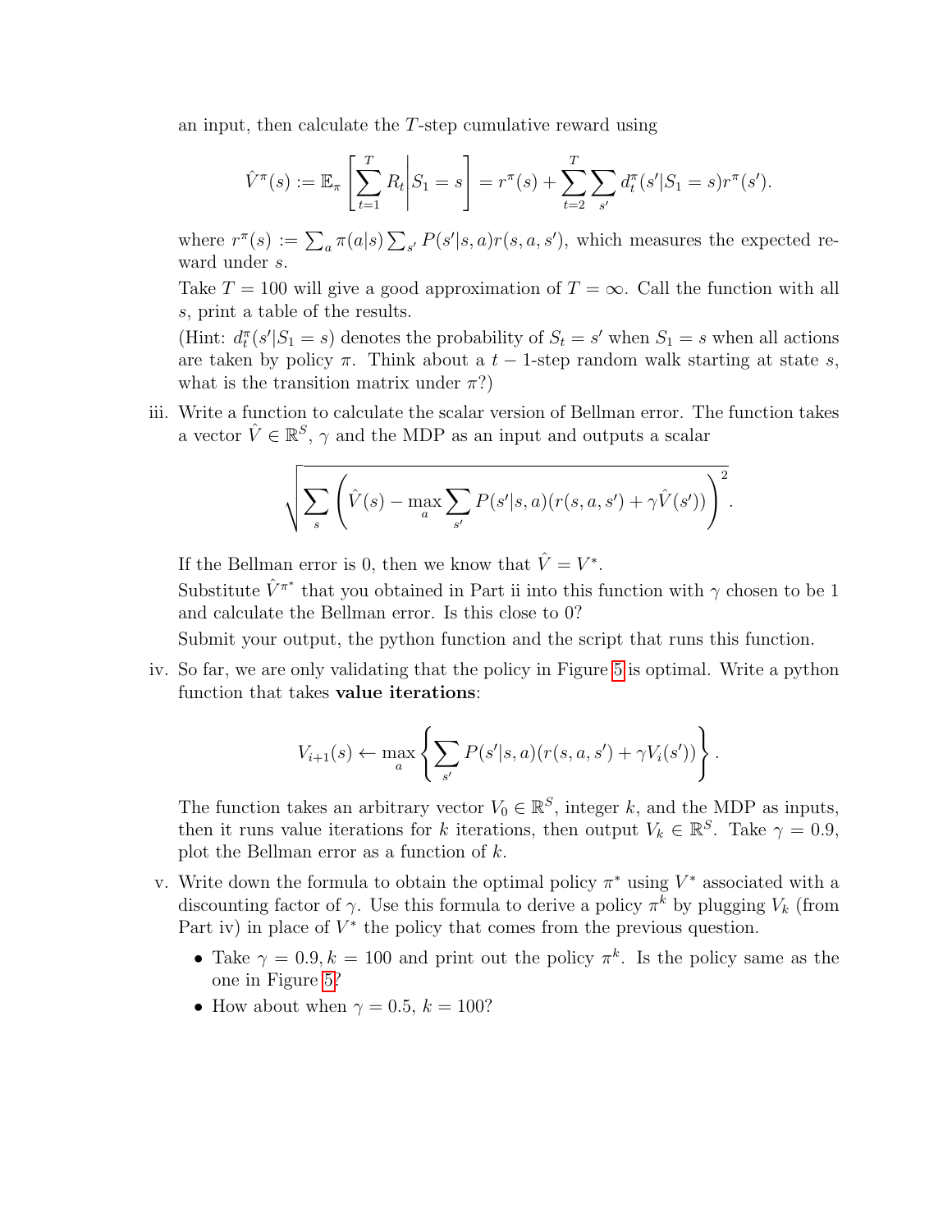an input, then calculate the $T$-step cumulative reward using

$$\hat{V}^{\pi}(s) := \mathbb{E}_{\pi}\left[\sum_{t=1}^{T} R_t \middle| S_1 = s\right] = r^{\pi}(s) + \sum_{t=2}^{T}\sum_{s'} d_t^{\pi}(s'|S_1 = s) r^{\pi}(s').$$

where $r^{\pi}(s) := \sum_a \pi(a|s) \sum_{s'} P(s'|s,a) r(s,a,s')$, which measures the expected reward under $s$.

Take $T = 100$ will give a good approximation of $T = \infty$. Call the function with all $s$, print a table of the results.

(Hint: $d_t^{\pi}(s'|S_1 = s)$ denotes the probability of $S_t = s'$ when $S_1 = s$ when all actions are taken by policy $\pi$. Think about a $t-1$-step random walk starting at state $s$, what is the transition matrix under $\pi$?)

iii. Write a function to calculate the scalar version of Bellman error. The function takes a vector $\hat{V} \in \mathbb{R}^S$, $\gamma$ and the MDP as an input and outputs a scalar

$$\sqrt{\sum_s \left(\hat{V}(s) - \max_a \sum_{s'} P(s'|s,a)(r(s,a,s') + \gamma \hat{V}(s'))\right)^2}.$$

If the Bellman error is 0, then we know that $\hat{V} = V^*$.

Substitute $\hat{V}^{\pi^*}$ that you obtained in Part ii into this function with $\gamma$ chosen to be 1 and calculate the Bellman error. Is this close to 0?

Submit your output, the python function and the script that runs this function.

iv. So far, we are only validating that the policy in Figure 5 is optimal. Write a python function that takes **value iterations**:

$$V_{i+1}(s) \leftarrow \max_a \left\{\sum_{s'} P(s'|s,a)(r(s,a,s') + \gamma V_i(s'))\right\}.$$

The function takes an arbitrary vector $V_0 \in \mathbb{R}^S$, integer $k$, and the MDP as inputs, then it runs value iterations for $k$ iterations, then output $V_k \in \mathbb{R}^S$. Take $\gamma = 0.9$, plot the Bellman error as a function of $k$.

v. Write down the formula to obtain the optimal policy $\pi^*$ using $V^*$ associated with a discounting factor of $\gamma$. Use this formula to derive a policy $\pi^k$ by plugging $V_k$ (from Part iv) in place of $V^*$ the policy that comes from the previous question.

- Take $\gamma = 0.9, k = 100$ and print out the policy $\pi^k$. Is the policy same as the one in Figure 5?
- How about when $\gamma = 0.5$, $k = 100$?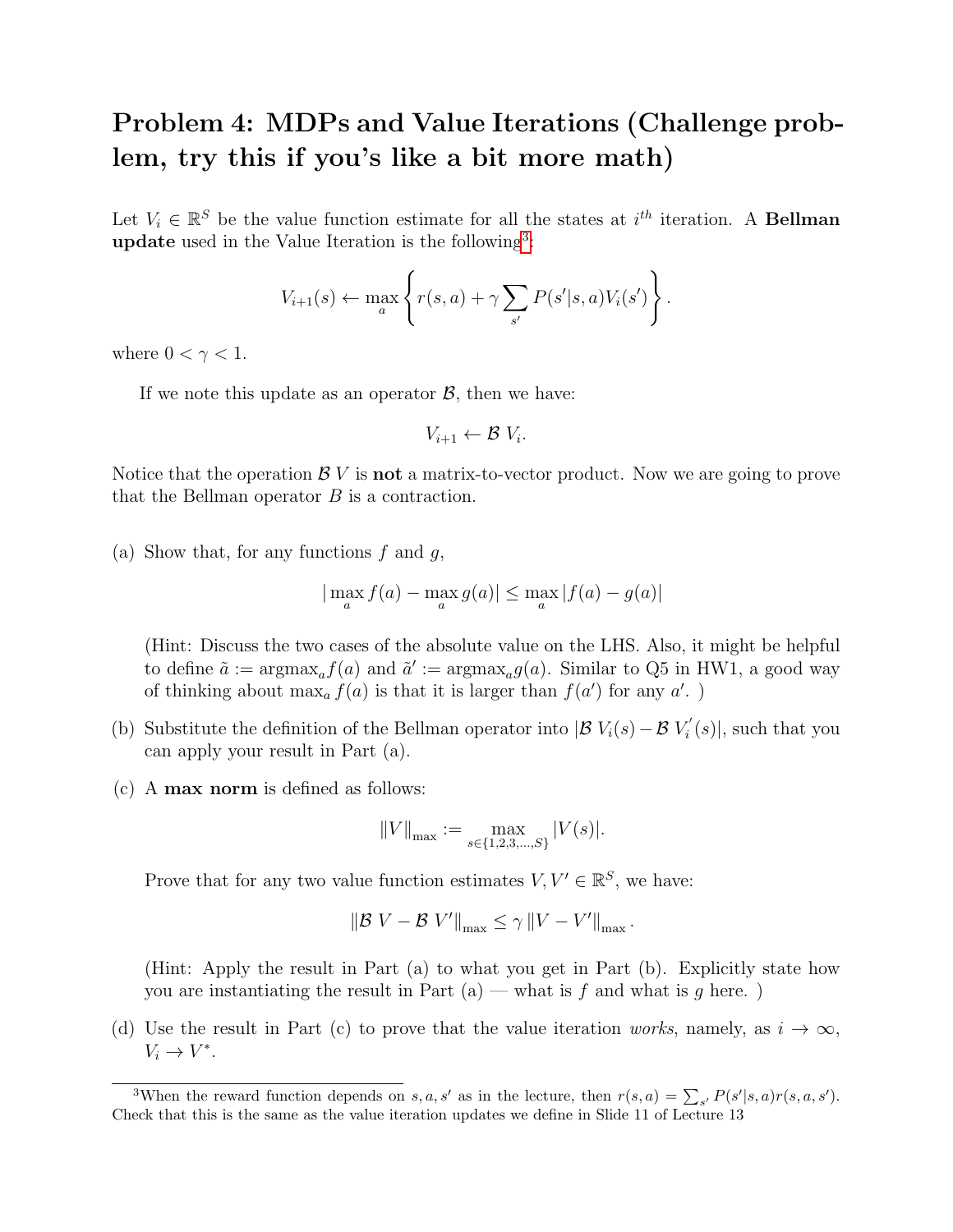# Problem 4: MDPs and Value Iterations (Challenge problem, try this if you's like a bit more math)

Let $V_i \in \mathbb{R}^S$ be the value function estimate for all the states at $i^{th}$ iteration. A **Bellman update** used in the Value Iteration is the following[3]:

$$V_{i+1}(s) \leftarrow \max_a \left\{ r(s,a) + \gamma \sum_{s'} P(s'|s,a) V_i(s') \right\}.$$

where $0 < \gamma < 1$.

If we note this update as an operator $\mathcal{B}$, then we have:

$$V_{i+1} \leftarrow \mathcal{B}\ V_i.$$

Notice that the operation $\mathcal{B}\ V$ is **not** a matrix-to-vector product. Now we are going to prove that the Bellman operator $B$ is a contraction.

(a) Show that, for any functions $f$ and $g$,

$$|\max_a f(a) - \max_a g(a)| \leq \max_a |f(a) - g(a)|$$

(Hint: Discuss the two cases of the absolute value on the LHS. Also, it might be helpful to define $\tilde{a} := \text{argmax}_a f(a)$ and $\tilde{a}' := \text{argmax}_a g(a)$. Similar to Q5 in HW1, a good way of thinking about $\max_a f(a)$ is that it is larger than $f(a')$ for any $a'$. )

(b) Substitute the definition of the Bellman operator into $|\mathcal{B}\ V_i(s) - \mathcal{B}\ V_i^{'}(s)|$, such that you can apply your result in Part (a).

(c) A **max norm** is defined as follows:

$$\|V\|_{\max} := \max_{s \in \{1,2,3,\ldots,S\}} |V(s)|.$$

Prove that for any two value function estimates $V, V' \in \mathbb{R}^S$, we have:

$$\|\mathcal{B}\ V - \mathcal{B}\ V'\|_{\max} \leq \gamma \|V - V'\|_{\max}.$$

(Hint: Apply the result in Part (a) to what you get in Part (b). Explicitly state how you are instantiating the result in Part (a) — what is $f$ and what is $g$ here. )

(d) Use the result in Part (c) to prove that the value iteration *works*, namely, as $i \to \infty$, $V_i \to V^*$.

[3] When the reward function depends on $s, a, s'$ as in the lecture, then $r(s,a) = \sum_{s'} P(s'|s,a) r(s,a,s')$. Check that this is the same as the value iteration updates we define in Slide 11 of Lecture 13